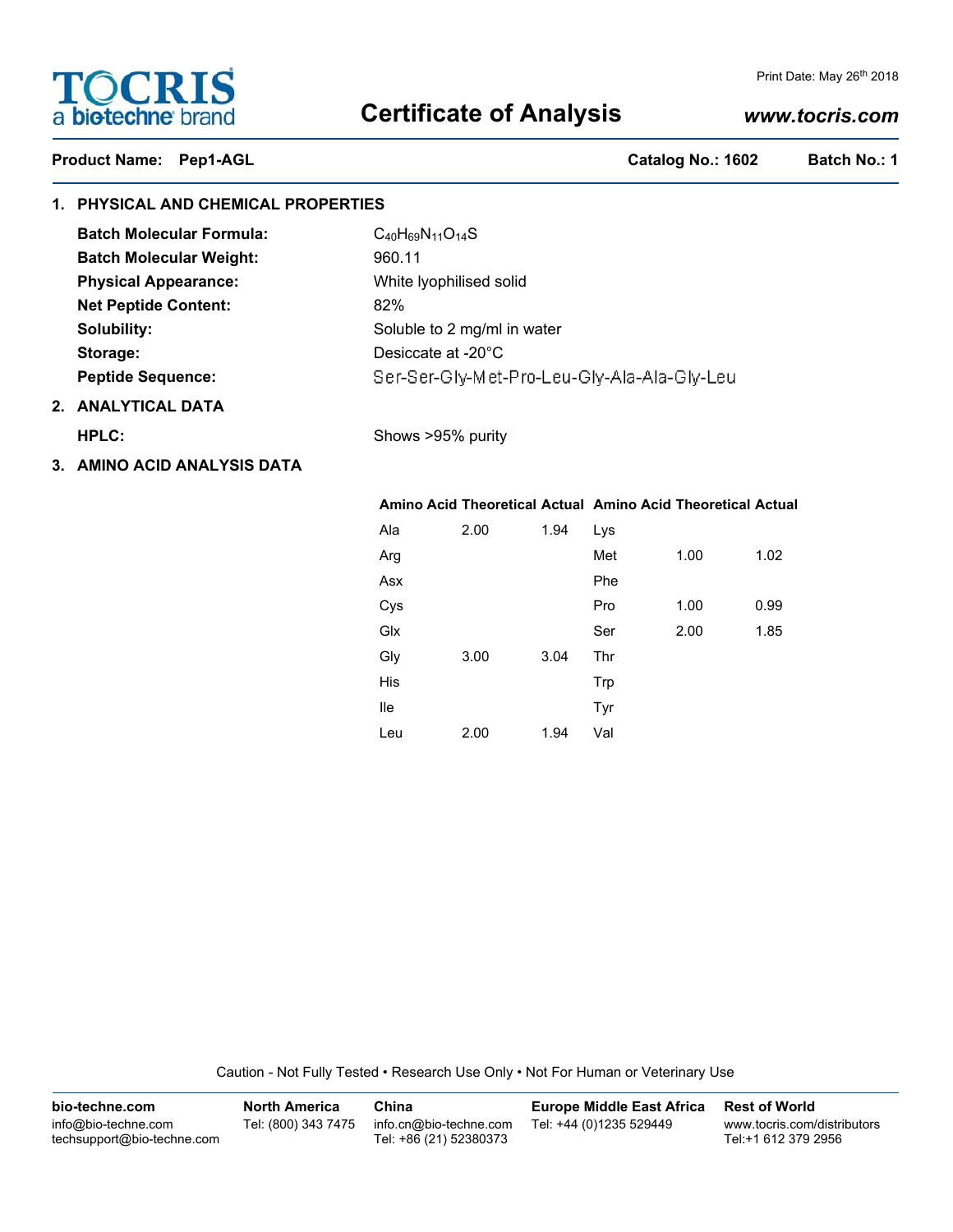# Certificate of Analysis

TOCRIS a bio-techne brand

Print Date: May 26th 2018

www.tocris.com

**Product Name: Pep1-AGL** **Catalog No.: 1602** **Batch No.: 1**

## 1. PHYSICAL AND CHEMICAL PROPERTIES

**Batch Molecular Formula:** $C_{40}H_{69}N_{11}O_{14}S$

**Batch Molecular Weight:** 960.11

**Physical Appearance:** White lyophilised solid

**Net Peptide Content:** 82%

**Solubility:** Soluble to 2 mg/ml in water

**Storage:** Desiccate at -20°C

**Peptide Sequence:** Ser-Ser-Gly-Met-Pro-Leu-Gly-Ala-Ala-Gly-Leu

## 2. ANALYTICAL DATA

**HPLC:** Shows >95% purity

## 3. AMINO ACID ANALYSIS DATA

| Amino Acid | Theoretical | Actual | Amino Acid | Theoretical | Actual |
|---|---|---|---|---|---|
| Ala | 2.00 | 1.94 | Lys | | |
| Arg | | | Met | 1.00 | 1.02 |
| Asx | | | Phe | | |
| Cys | | | Pro | 1.00 | 0.99 |
| Glx | | | Ser | 2.00 | 1.85 |
| Gly | 3.00 | 3.04 | Thr | | |
| His | | | Trp | | |
| Ile | | | Tyr | | |
| Leu | 2.00 | 1.94 | Val | | |

Caution - Not Fully Tested • Research Use Only • Not For Human or Veterinary Use

**bio-techne.com**
info@bio-techne.com
techsupport@bio-techne.com

**North America**
Tel: (800) 343 7475

**China**
info.cn@bio-techne.com
Tel: +86 (21) 52380373

**Europe Middle East Africa**
Tel: +44 (0)1235 529449

**Rest of World**
www.tocris.com/distributors
Tel:+1 612 379 2956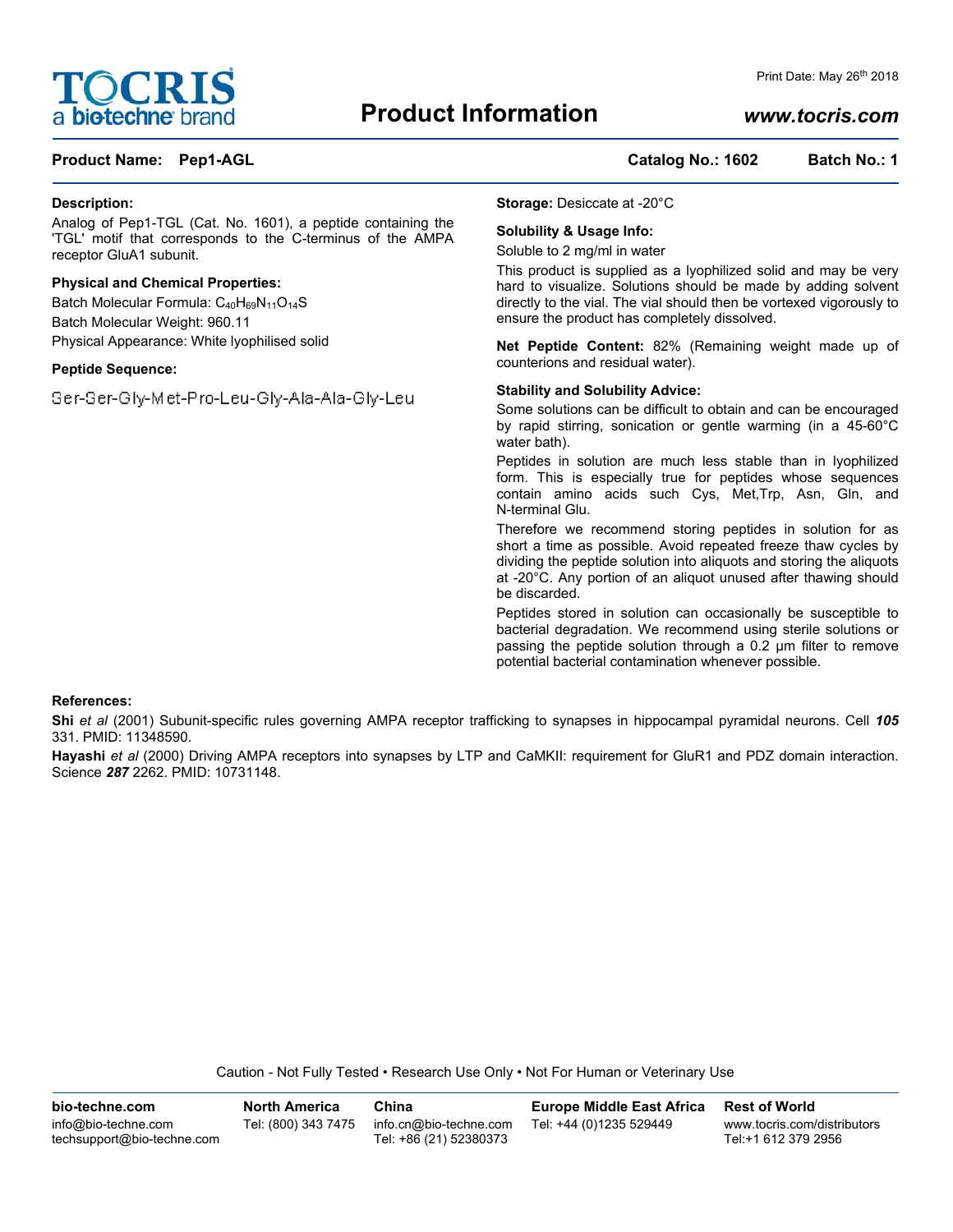# Product Information

**Product Name: Pep1-AGL** **Catalog No.: 1602** **Batch No.: 1**

**Description:**

Analog of Pep1-TGL (Cat. No. 1601), a peptide containing the 'TGL' motif that corresponds to the C-terminus of the AMPA receptor GluA1 subunit.

**Physical and Chemical Properties:**

Batch Molecular Formula: $C_{40}H_{69}N_{11}O_{14}S$

Batch Molecular Weight: 960.11

Physical Appearance: White lyophilised solid

**Peptide Sequence:**

Ser-Ser-Gly-Met-Pro-Leu-Gly-Ala-Ala-Gly-Leu

**Storage:** Desiccate at -20°C

**Solubility & Usage Info:**

Soluble to 2 mg/ml in water

This product is supplied as a lyophilized solid and may be very hard to visualize. Solutions should be made by adding solvent directly to the vial. The vial should then be vortexed vigorously to ensure the product has completely dissolved.

**Net Peptide Content:** 82% (Remaining weight made up of counterions and residual water).

**Stability and Solubility Advice:**

Some solutions can be difficult to obtain and can be encouraged by rapid stirring, sonication or gentle warming (in a 45-60°C water bath).

Peptides in solution are much less stable than in lyophilized form. This is especially true for peptides whose sequences contain amino acids such Cys, Met,Trp, Asn, Gln, and N-terminal Glu.

Therefore we recommend storing peptides in solution for as short a time as possible. Avoid repeated freeze thaw cycles by dividing the peptide solution into aliquots and storing the aliquots at -20°C. Any portion of an aliquot unused after thawing should be discarded.

Peptides stored in solution can occasionally be susceptible to bacterial degradation. We recommend using sterile solutions or passing the peptide solution through a 0.2 µm filter to remove potential bacterial contamination whenever possible.

**References:**

**Shi** *et al* (2001) Subunit-specific rules governing AMPA receptor trafficking to synapses in hippocampal pyramidal neurons. Cell ***105*** 331. PMID: 11348590.

**Hayashi** *et al* (2000) Driving AMPA receptors into synapses by LTP and CaMKII: requirement for GluR1 and PDZ domain interaction. Science ***287*** 2262. PMID: 10731148.

Caution - Not Fully Tested • Research Use Only • Not For Human or Veterinary Use

**bio-techne.com**
info@bio-techne.com
techsupport@bio-techne.com

**North America**
Tel: (800) 343 7475

**China**
info.cn@bio-techne.com
Tel: +86 (21) 52380373

**Europe Middle East Africa**
Tel: +44 (0)1235 529449

**Rest of World**
www.tocris.com/distributors
Tel:+1 612 379 2956